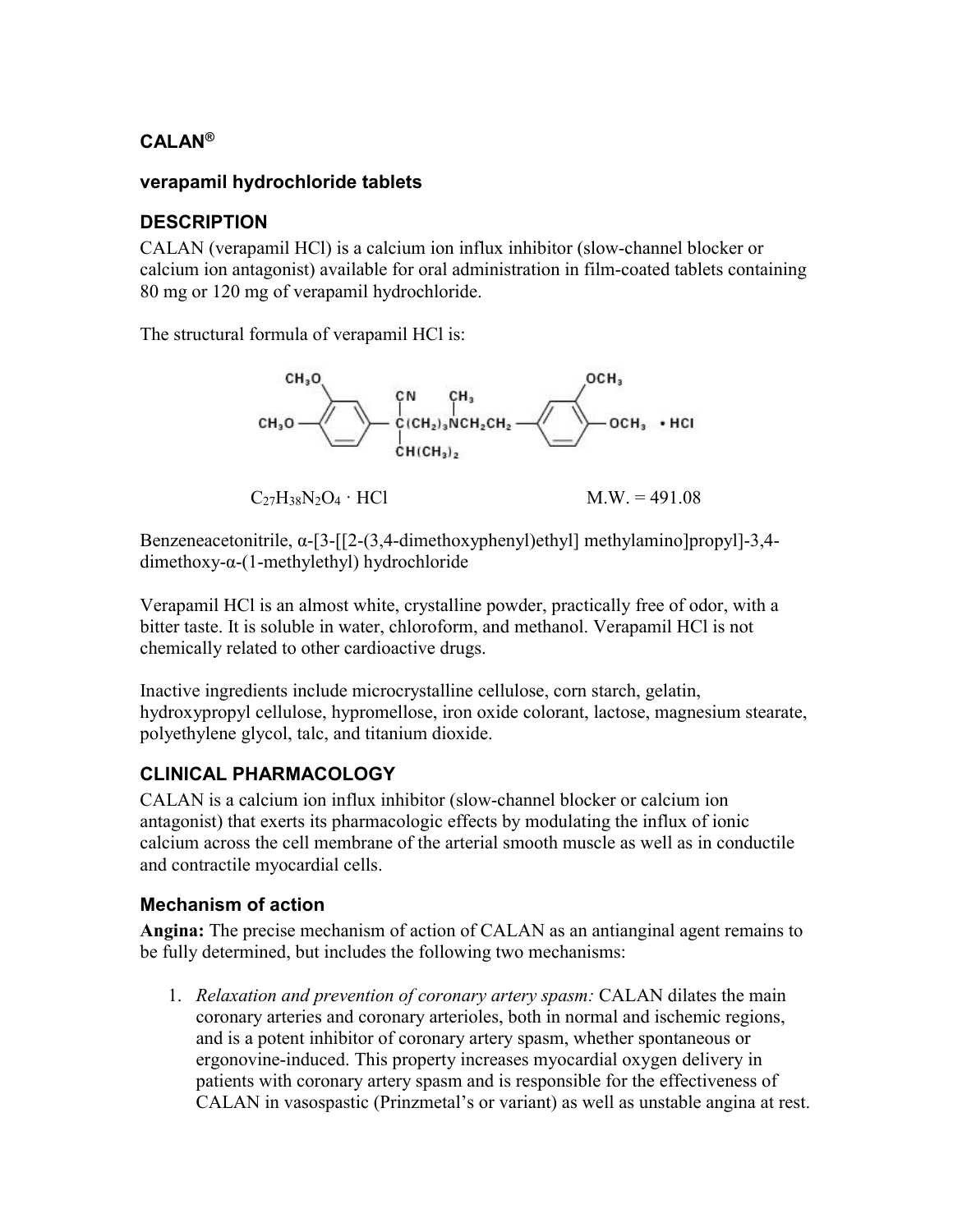## CALAN®

### verapamil hydrochloride tablets

## DESCRIPTION

CALAN (verapamil HCl) is a calcium ion influx inhibitor (slow-channel blocker or calcium ion antagonist) available for oral administration in film-coated tablets containing 80 mg or 120 mg of verapamil hydrochloride.

The structural formula of verapamil HCl is:

$C_{27}H_{38}N_2O_4 \cdot HCl$ M.W. = 491.08

Benzeneacetonitrile, α-[3-[[2-(3,4-dimethoxyphenyl)ethyl] methylamino]propyl]-3,4-dimethoxy-α-(1-methylethyl) hydrochloride

Verapamil HCl is an almost white, crystalline powder, practically free of odor, with a bitter taste. It is soluble in water, chloroform, and methanol. Verapamil HCl is not chemically related to other cardioactive drugs.

Inactive ingredients include microcrystalline cellulose, corn starch, gelatin, hydroxypropyl cellulose, hypromellose, iron oxide colorant, lactose, magnesium stearate, polyethylene glycol, talc, and titanium dioxide.

## CLINICAL PHARMACOLOGY

CALAN is a calcium ion influx inhibitor (slow-channel blocker or calcium ion antagonist) that exerts its pharmacologic effects by modulating the influx of ionic calcium across the cell membrane of the arterial smooth muscle as well as in conductile and contractile myocardial cells.

### Mechanism of action

**Angina:** The precise mechanism of action of CALAN as an antianginal agent remains to be fully determined, but includes the following two mechanisms:

1. *Relaxation and prevention of coronary artery spasm:* CALAN dilates the main coronary arteries and coronary arterioles, both in normal and ischemic regions, and is a potent inhibitor of coronary artery spasm, whether spontaneous or ergonovine-induced. This property increases myocardial oxygen delivery in patients with coronary artery spasm and is responsible for the effectiveness of CALAN in vasospastic (Prinzmetal's or variant) as well as unstable angina at rest.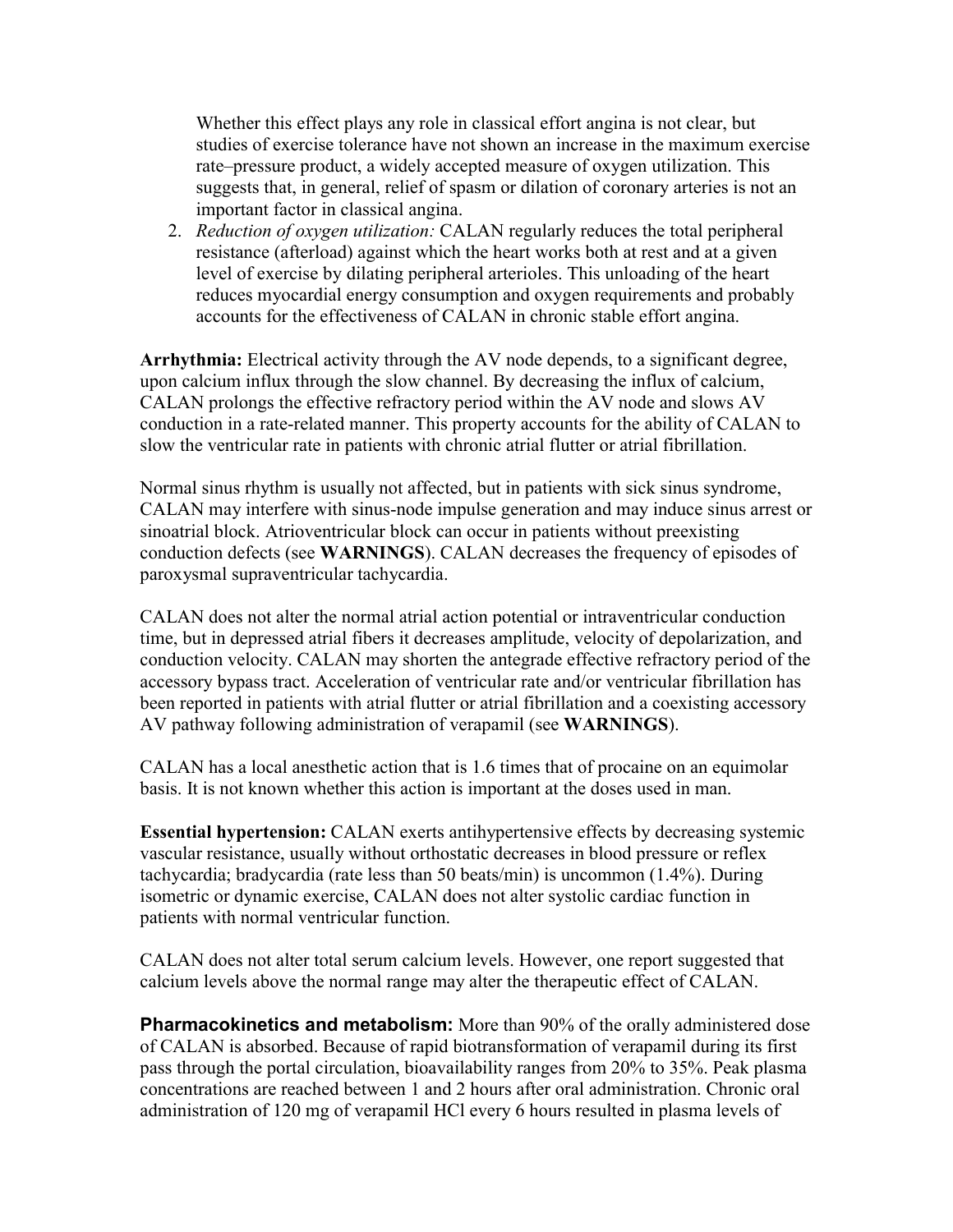Whether this effect plays any role in classical effort angina is not clear, but studies of exercise tolerance have not shown an increase in the maximum exercise rate–pressure product, a widely accepted measure of oxygen utilization. This suggests that, in general, relief of spasm or dilation of coronary arteries is not an important factor in classical angina.

2. *Reduction of oxygen utilization:* CALAN regularly reduces the total peripheral resistance (afterload) against which the heart works both at rest and at a given level of exercise by dilating peripheral arterioles. This unloading of the heart reduces myocardial energy consumption and oxygen requirements and probably accounts for the effectiveness of CALAN in chronic stable effort angina.

**Arrhythmia:** Electrical activity through the AV node depends, to a significant degree, upon calcium influx through the slow channel. By decreasing the influx of calcium, CALAN prolongs the effective refractory period within the AV node and slows AV conduction in a rate-related manner. This property accounts for the ability of CALAN to slow the ventricular rate in patients with chronic atrial flutter or atrial fibrillation.

Normal sinus rhythm is usually not affected, but in patients with sick sinus syndrome, CALAN may interfere with sinus-node impulse generation and may induce sinus arrest or sinoatrial block. Atrioventricular block can occur in patients without preexisting conduction defects (see **WARNINGS**). CALAN decreases the frequency of episodes of paroxysmal supraventricular tachycardia.

CALAN does not alter the normal atrial action potential or intraventricular conduction time, but in depressed atrial fibers it decreases amplitude, velocity of depolarization, and conduction velocity. CALAN may shorten the antegrade effective refractory period of the accessory bypass tract. Acceleration of ventricular rate and/or ventricular fibrillation has been reported in patients with atrial flutter or atrial fibrillation and a coexisting accessory AV pathway following administration of verapamil (see **WARNINGS**).

CALAN has a local anesthetic action that is 1.6 times that of procaine on an equimolar basis. It is not known whether this action is important at the doses used in man.

**Essential hypertension:** CALAN exerts antihypertensive effects by decreasing systemic vascular resistance, usually without orthostatic decreases in blood pressure or reflex tachycardia; bradycardia (rate less than 50 beats/min) is uncommon (1.4%). During isometric or dynamic exercise, CALAN does not alter systolic cardiac function in patients with normal ventricular function.

CALAN does not alter total serum calcium levels. However, one report suggested that calcium levels above the normal range may alter the therapeutic effect of CALAN.

**Pharmacokinetics and metabolism:** More than 90% of the orally administered dose of CALAN is absorbed. Because of rapid biotransformation of verapamil during its first pass through the portal circulation, bioavailability ranges from 20% to 35%. Peak plasma concentrations are reached between 1 and 2 hours after oral administration. Chronic oral administration of 120 mg of verapamil HCl every 6 hours resulted in plasma levels of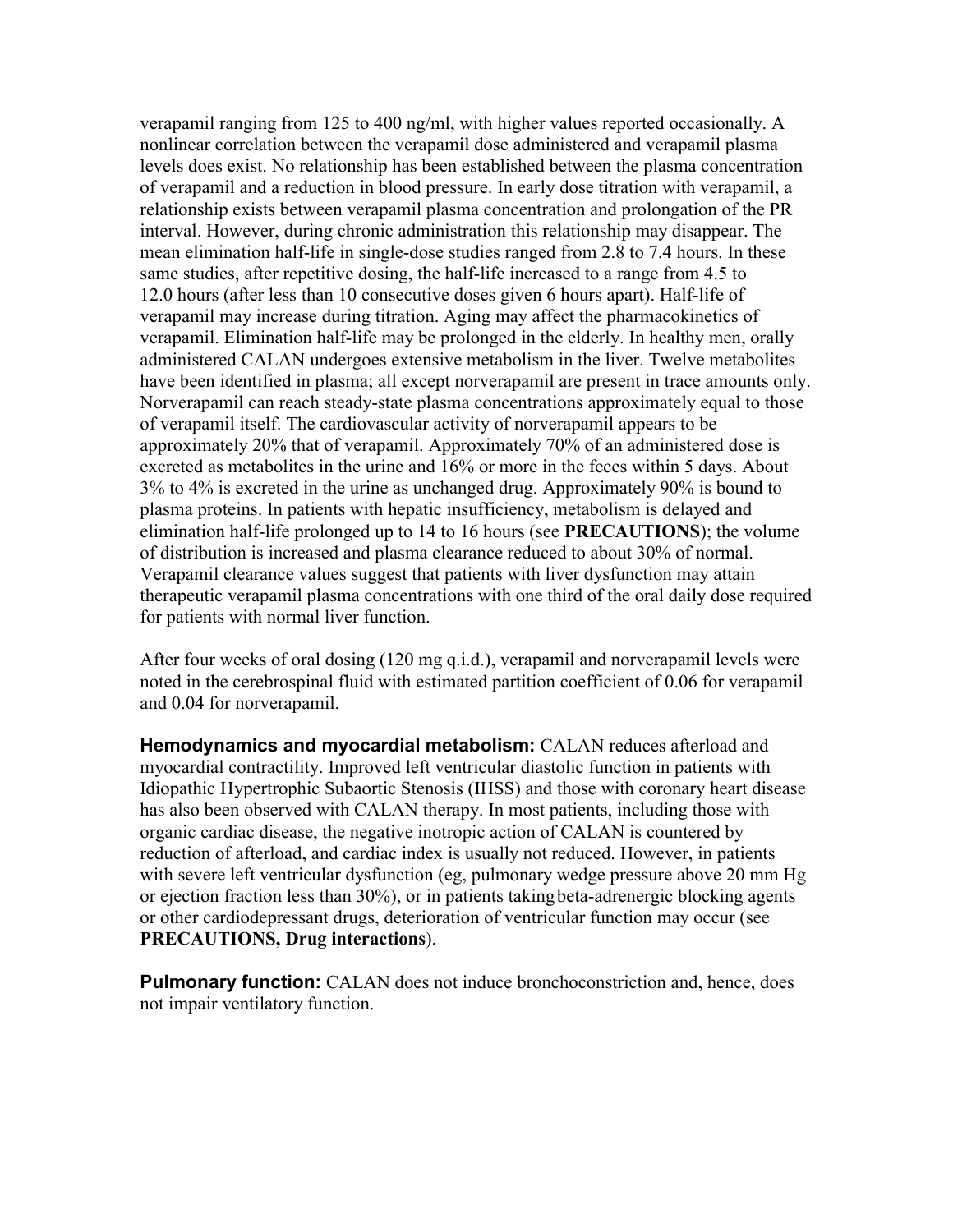verapamil ranging from 125 to 400 ng/ml, with higher values reported occasionally. A nonlinear correlation between the verapamil dose administered and verapamil plasma levels does exist. No relationship has been established between the plasma concentration of verapamil and a reduction in blood pressure. In early dose titration with verapamil, a relationship exists between verapamil plasma concentration and prolongation of the PR interval. However, during chronic administration this relationship may disappear. The mean elimination half-life in single-dose studies ranged from 2.8 to 7.4 hours. In these same studies, after repetitive dosing, the half-life increased to a range from 4.5 to 12.0 hours (after less than 10 consecutive doses given 6 hours apart). Half-life of verapamil may increase during titration. Aging may affect the pharmacokinetics of verapamil. Elimination half-life may be prolonged in the elderly. In healthy men, orally administered CALAN undergoes extensive metabolism in the liver. Twelve metabolites have been identified in plasma; all except norverapamil are present in trace amounts only. Norverapamil can reach steady-state plasma concentrations approximately equal to those of verapamil itself. The cardiovascular activity of norverapamil appears to be approximately 20% that of verapamil. Approximately 70% of an administered dose is excreted as metabolites in the urine and 16% or more in the feces within 5 days. About 3% to 4% is excreted in the urine as unchanged drug. Approximately 90% is bound to plasma proteins. In patients with hepatic insufficiency, metabolism is delayed and elimination half-life prolonged up to 14 to 16 hours (see **PRECAUTIONS**); the volume of distribution is increased and plasma clearance reduced to about 30% of normal. Verapamil clearance values suggest that patients with liver dysfunction may attain therapeutic verapamil plasma concentrations with one third of the oral daily dose required for patients with normal liver function.

After four weeks of oral dosing (120 mg q.i.d.), verapamil and norverapamil levels were noted in the cerebrospinal fluid with estimated partition coefficient of 0.06 for verapamil and 0.04 for norverapamil.

**Hemodynamics and myocardial metabolism:** CALAN reduces afterload and myocardial contractility. Improved left ventricular diastolic function in patients with Idiopathic Hypertrophic Subaortic Stenosis (IHSS) and those with coronary heart disease has also been observed with CALAN therapy. In most patients, including those with organic cardiac disease, the negative inotropic action of CALAN is countered by reduction of afterload, and cardiac index is usually not reduced. However, in patients with severe left ventricular dysfunction (eg, pulmonary wedge pressure above 20 mm Hg or ejection fraction less than 30%), or in patients taking beta-adrenergic blocking agents or other cardiodepressant drugs, deterioration of ventricular function may occur (see **PRECAUTIONS, Drug interactions**).

**Pulmonary function:** CALAN does not induce bronchoconstriction and, hence, does not impair ventilatory function.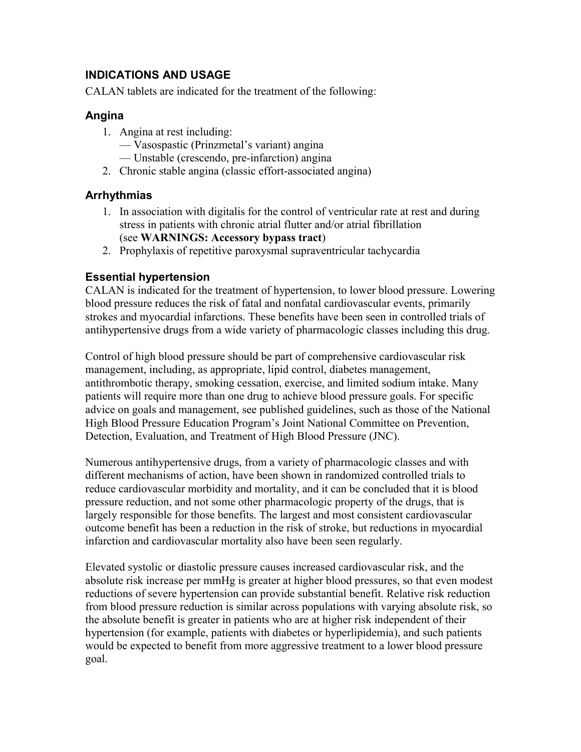## INDICATIONS AND USAGE

CALAN tablets are indicated for the treatment of the following:

### Angina

1. Angina at rest including:
   — Vasospastic (Prinzmetal's variant) angina
   — Unstable (crescendo, pre-infarction) angina
2. Chronic stable angina (classic effort-associated angina)

### Arrhythmias

1. In association with digitalis for the control of ventricular rate at rest and during stress in patients with chronic atrial flutter and/or atrial fibrillation (see **WARNINGS: Accessory bypass tract**)
2. Prophylaxis of repetitive paroxysmal supraventricular tachycardia

### Essential hypertension

CALAN is indicated for the treatment of hypertension, to lower blood pressure. Lowering blood pressure reduces the risk of fatal and nonfatal cardiovascular events, primarily strokes and myocardial infarctions. These benefits have been seen in controlled trials of antihypertensive drugs from a wide variety of pharmacologic classes including this drug.

Control of high blood pressure should be part of comprehensive cardiovascular risk management, including, as appropriate, lipid control, diabetes management, antithrombotic therapy, smoking cessation, exercise, and limited sodium intake. Many patients will require more than one drug to achieve blood pressure goals. For specific advice on goals and management, see published guidelines, such as those of the National High Blood Pressure Education Program's Joint National Committee on Prevention, Detection, Evaluation, and Treatment of High Blood Pressure (JNC).

Numerous antihypertensive drugs, from a variety of pharmacologic classes and with different mechanisms of action, have been shown in randomized controlled trials to reduce cardiovascular morbidity and mortality, and it can be concluded that it is blood pressure reduction, and not some other pharmacologic property of the drugs, that is largely responsible for those benefits. The largest and most consistent cardiovascular outcome benefit has been a reduction in the risk of stroke, but reductions in myocardial infarction and cardiovascular mortality also have been seen regularly.

Elevated systolic or diastolic pressure causes increased cardiovascular risk, and the absolute risk increase per mmHg is greater at higher blood pressures, so that even modest reductions of severe hypertension can provide substantial benefit. Relative risk reduction from blood pressure reduction is similar across populations with varying absolute risk, so the absolute benefit is greater in patients who are at higher risk independent of their hypertension (for example, patients with diabetes or hyperlipidemia), and such patients would be expected to benefit from more aggressive treatment to a lower blood pressure goal.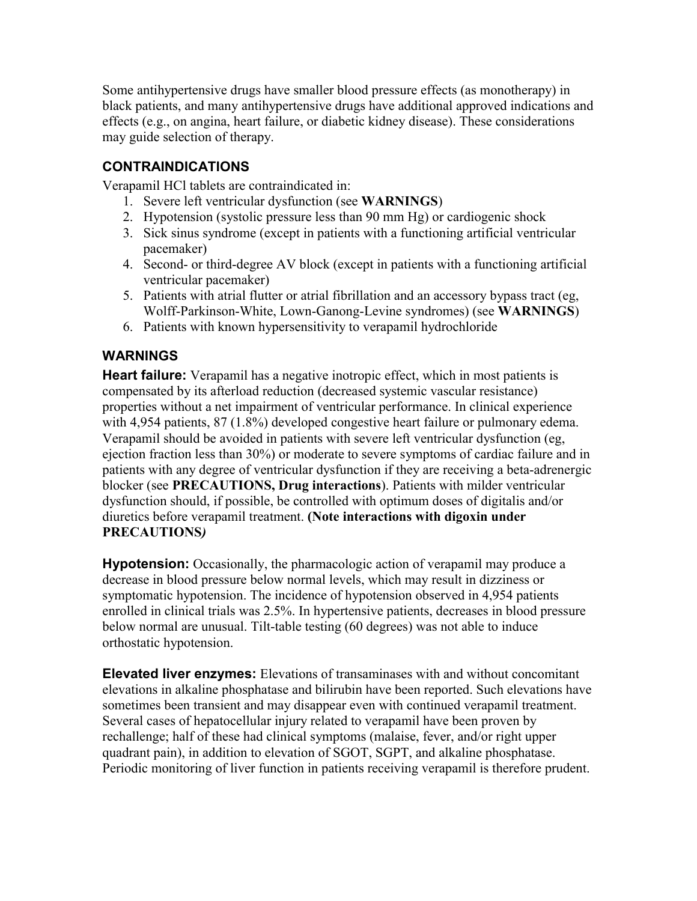Some antihypertensive drugs have smaller blood pressure effects (as monotherapy) in black patients, and many antihypertensive drugs have additional approved indications and effects (e.g., on angina, heart failure, or diabetic kidney disease). These considerations may guide selection of therapy.

## CONTRAINDICATIONS

Verapamil HCl tablets are contraindicated in:

1. Severe left ventricular dysfunction (see **WARNINGS**)
2. Hypotension (systolic pressure less than 90 mm Hg) or cardiogenic shock
3. Sick sinus syndrome (except in patients with a functioning artificial ventricular pacemaker)
4. Second- or third-degree AV block (except in patients with a functioning artificial ventricular pacemaker)
5. Patients with atrial flutter or atrial fibrillation and an accessory bypass tract (eg, Wolff-Parkinson-White, Lown-Ganong-Levine syndromes) (see **WARNINGS**)
6. Patients with known hypersensitivity to verapamil hydrochloride

## WARNINGS

**Heart failure:** Verapamil has a negative inotropic effect, which in most patients is compensated by its afterload reduction (decreased systemic vascular resistance) properties without a net impairment of ventricular performance. In clinical experience with 4,954 patients, 87 (1.8%) developed congestive heart failure or pulmonary edema. Verapamil should be avoided in patients with severe left ventricular dysfunction (eg, ejection fraction less than 30%) or moderate to severe symptoms of cardiac failure and in patients with any degree of ventricular dysfunction if they are receiving a beta-adrenergic blocker (see **PRECAUTIONS, Drug interactions**). Patients with milder ventricular dysfunction should, if possible, be controlled with optimum doses of digitalis and/or diuretics before verapamil treatment. **(Note interactions with digoxin under PRECAUTIONS)**

**Hypotension:** Occasionally, the pharmacologic action of verapamil may produce a decrease in blood pressure below normal levels, which may result in dizziness or symptomatic hypotension. The incidence of hypotension observed in 4,954 patients enrolled in clinical trials was 2.5%. In hypertensive patients, decreases in blood pressure below normal are unusual. Tilt-table testing (60 degrees) was not able to induce orthostatic hypotension.

**Elevated liver enzymes:** Elevations of transaminases with and without concomitant elevations in alkaline phosphatase and bilirubin have been reported. Such elevations have sometimes been transient and may disappear even with continued verapamil treatment. Several cases of hepatocellular injury related to verapamil have been proven by rechallenge; half of these had clinical symptoms (malaise, fever, and/or right upper quadrant pain), in addition to elevation of SGOT, SGPT, and alkaline phosphatase. Periodic monitoring of liver function in patients receiving verapamil is therefore prudent.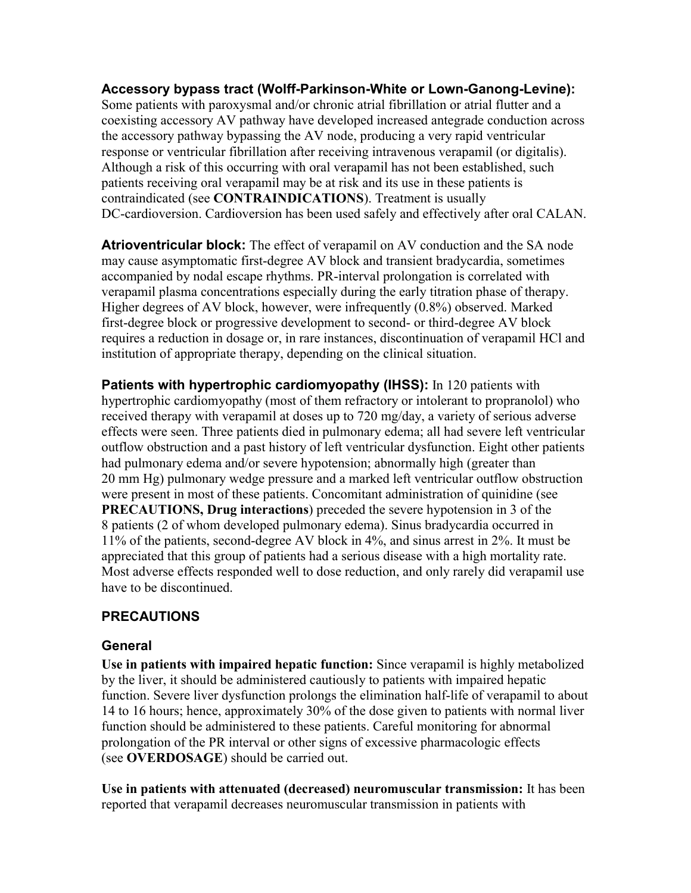**Accessory bypass tract (Wolff-Parkinson-White or Lown-Ganong-Levine):** Some patients with paroxysmal and/or chronic atrial fibrillation or atrial flutter and a coexisting accessory AV pathway have developed increased antegrade conduction across the accessory pathway bypassing the AV node, producing a very rapid ventricular response or ventricular fibrillation after receiving intravenous verapamil (or digitalis). Although a risk of this occurring with oral verapamil has not been established, such patients receiving oral verapamil may be at risk and its use in these patients is contraindicated (see **CONTRAINDICATIONS**). Treatment is usually DC-cardioversion. Cardioversion has been used safely and effectively after oral CALAN.

**Atrioventricular block:** The effect of verapamil on AV conduction and the SA node may cause asymptomatic first-degree AV block and transient bradycardia, sometimes accompanied by nodal escape rhythms. PR-interval prolongation is correlated with verapamil plasma concentrations especially during the early titration phase of therapy. Higher degrees of AV block, however, were infrequently (0.8%) observed. Marked first-degree block or progressive development to second- or third-degree AV block requires a reduction in dosage or, in rare instances, discontinuation of verapamil HCl and institution of appropriate therapy, depending on the clinical situation.

**Patients with hypertrophic cardiomyopathy (IHSS):** In 120 patients with hypertrophic cardiomyopathy (most of them refractory or intolerant to propranolol) who received therapy with verapamil at doses up to 720 mg/day, a variety of serious adverse effects were seen. Three patients died in pulmonary edema; all had severe left ventricular outflow obstruction and a past history of left ventricular dysfunction. Eight other patients had pulmonary edema and/or severe hypotension; abnormally high (greater than 20 mm Hg) pulmonary wedge pressure and a marked left ventricular outflow obstruction were present in most of these patients. Concomitant administration of quinidine (see **PRECAUTIONS, Drug interactions**) preceded the severe hypotension in 3 of the 8 patients (2 of whom developed pulmonary edema). Sinus bradycardia occurred in 11% of the patients, second-degree AV block in 4%, and sinus arrest in 2%. It must be appreciated that this group of patients had a serious disease with a high mortality rate. Most adverse effects responded well to dose reduction, and only rarely did verapamil use have to be discontinued.

## PRECAUTIONS

### General

**Use in patients with impaired hepatic function:** Since verapamil is highly metabolized by the liver, it should be administered cautiously to patients with impaired hepatic function. Severe liver dysfunction prolongs the elimination half-life of verapamil to about 14 to 16 hours; hence, approximately 30% of the dose given to patients with normal liver function should be administered to these patients. Careful monitoring for abnormal prolongation of the PR interval or other signs of excessive pharmacologic effects (see **OVERDOSAGE**) should be carried out.

**Use in patients with attenuated (decreased) neuromuscular transmission:** It has been reported that verapamil decreases neuromuscular transmission in patients with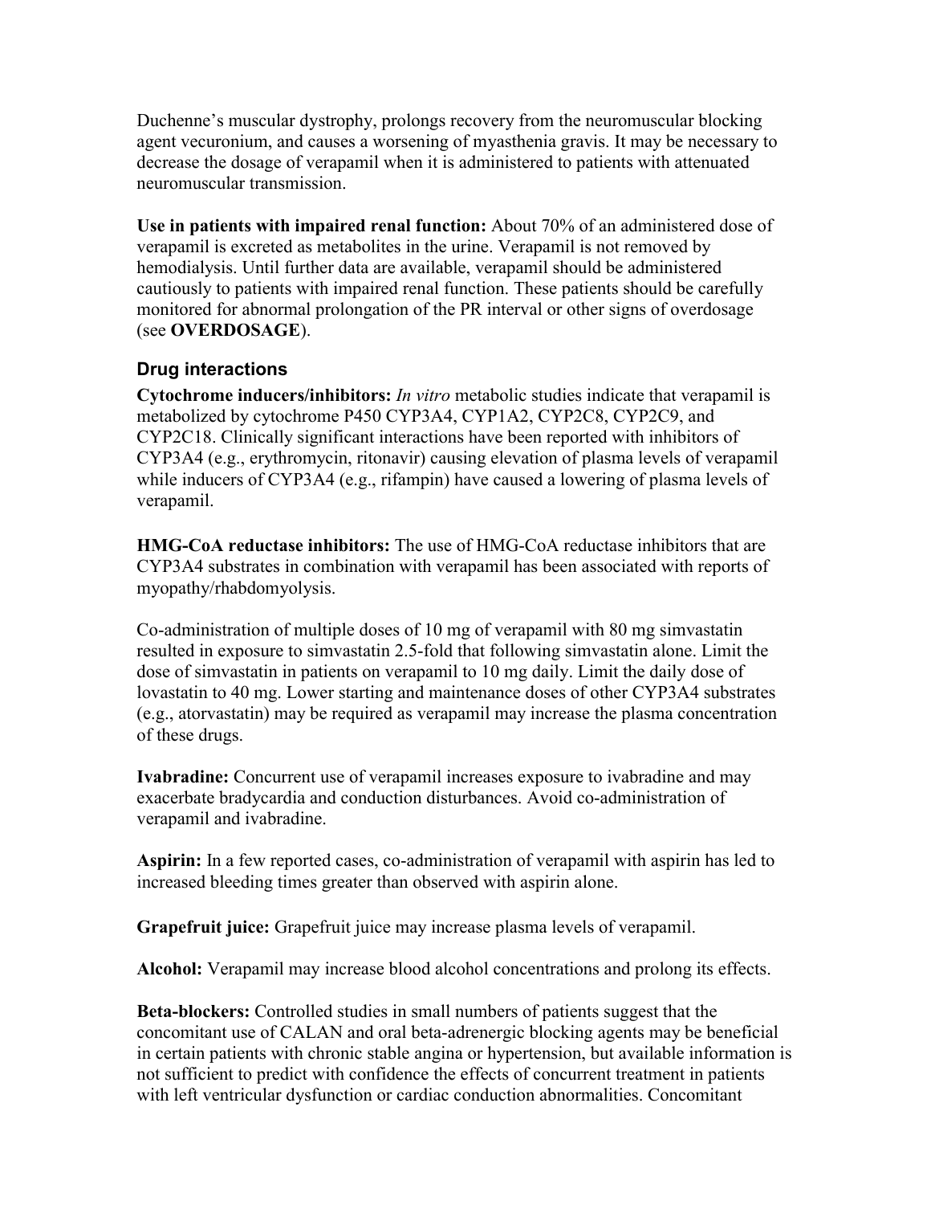Duchenne's muscular dystrophy, prolongs recovery from the neuromuscular blocking agent vecuronium, and causes a worsening of myasthenia gravis. It may be necessary to decrease the dosage of verapamil when it is administered to patients with attenuated neuromuscular transmission.

**Use in patients with impaired renal function:** About 70% of an administered dose of verapamil is excreted as metabolites in the urine. Verapamil is not removed by hemodialysis. Until further data are available, verapamil should be administered cautiously to patients with impaired renal function. These patients should be carefully monitored for abnormal prolongation of the PR interval or other signs of overdosage (see **OVERDOSAGE**).

### Drug interactions

**Cytochrome inducers/inhibitors:** *In vitro* metabolic studies indicate that verapamil is metabolized by cytochrome P450 CYP3A4, CYP1A2, CYP2C8, CYP2C9, and CYP2C18. Clinically significant interactions have been reported with inhibitors of CYP3A4 (e.g., erythromycin, ritonavir) causing elevation of plasma levels of verapamil while inducers of CYP3A4 (e.g., rifampin) have caused a lowering of plasma levels of verapamil.

**HMG-CoA reductase inhibitors:** The use of HMG-CoA reductase inhibitors that are CYP3A4 substrates in combination with verapamil has been associated with reports of myopathy/rhabdomyolysis.

Co-administration of multiple doses of 10 mg of verapamil with 80 mg simvastatin resulted in exposure to simvastatin 2.5-fold that following simvastatin alone. Limit the dose of simvastatin in patients on verapamil to 10 mg daily. Limit the daily dose of lovastatin to 40 mg. Lower starting and maintenance doses of other CYP3A4 substrates (e.g., atorvastatin) may be required as verapamil may increase the plasma concentration of these drugs.

**Ivabradine:** Concurrent use of verapamil increases exposure to ivabradine and may exacerbate bradycardia and conduction disturbances. Avoid co-administration of verapamil and ivabradine.

**Aspirin:** In a few reported cases, co-administration of verapamil with aspirin has led to increased bleeding times greater than observed with aspirin alone.

**Grapefruit juice:** Grapefruit juice may increase plasma levels of verapamil.

**Alcohol:** Verapamil may increase blood alcohol concentrations and prolong its effects.

**Beta-blockers:** Controlled studies in small numbers of patients suggest that the concomitant use of CALAN and oral beta-adrenergic blocking agents may be beneficial in certain patients with chronic stable angina or hypertension, but available information is not sufficient to predict with confidence the effects of concurrent treatment in patients with left ventricular dysfunction or cardiac conduction abnormalities. Concomitant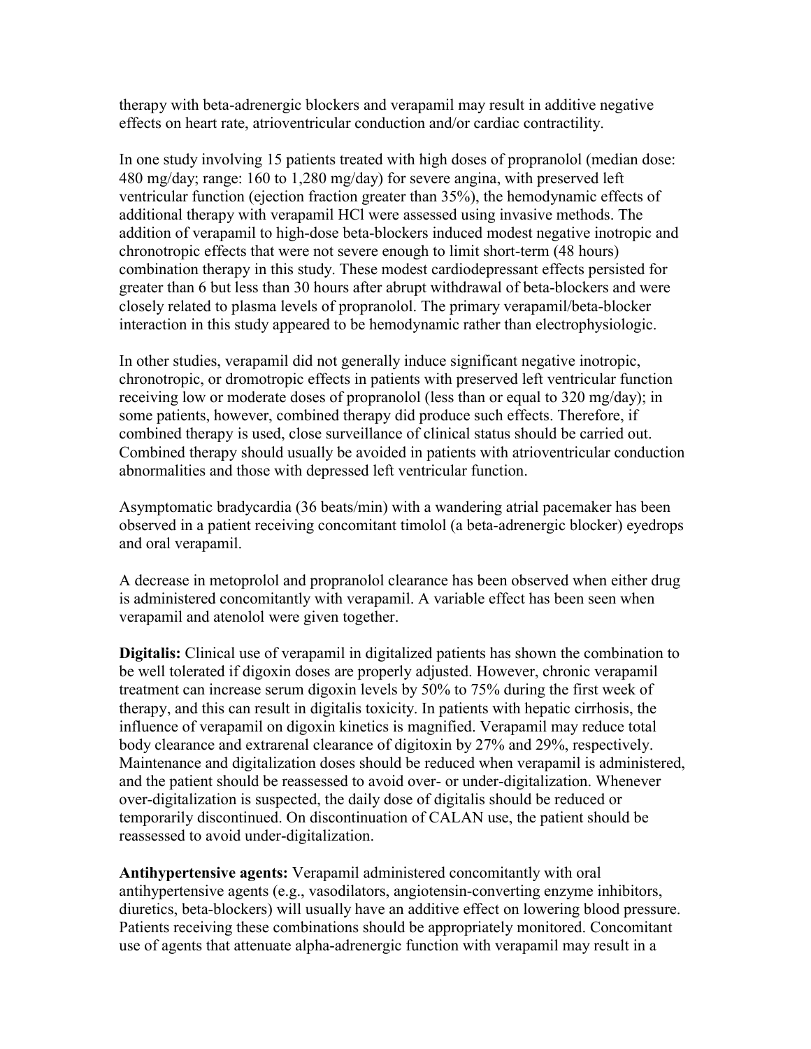therapy with beta-adrenergic blockers and verapamil may result in additive negative effects on heart rate, atrioventricular conduction and/or cardiac contractility.

In one study involving 15 patients treated with high doses of propranolol (median dose: 480 mg/day; range: 160 to 1,280 mg/day) for severe angina, with preserved left ventricular function (ejection fraction greater than 35%), the hemodynamic effects of additional therapy with verapamil HCl were assessed using invasive methods. The addition of verapamil to high-dose beta-blockers induced modest negative inotropic and chronotropic effects that were not severe enough to limit short-term (48 hours) combination therapy in this study. These modest cardiodepressant effects persisted for greater than 6 but less than 30 hours after abrupt withdrawal of beta-blockers and were closely related to plasma levels of propranolol. The primary verapamil/beta-blocker interaction in this study appeared to be hemodynamic rather than electrophysiologic.

In other studies, verapamil did not generally induce significant negative inotropic, chronotropic, or dromotropic effects in patients with preserved left ventricular function receiving low or moderate doses of propranolol (less than or equal to 320 mg/day); in some patients, however, combined therapy did produce such effects. Therefore, if combined therapy is used, close surveillance of clinical status should be carried out. Combined therapy should usually be avoided in patients with atrioventricular conduction abnormalities and those with depressed left ventricular function.

Asymptomatic bradycardia (36 beats/min) with a wandering atrial pacemaker has been observed in a patient receiving concomitant timolol (a beta-adrenergic blocker) eyedrops and oral verapamil.

A decrease in metoprolol and propranolol clearance has been observed when either drug is administered concomitantly with verapamil. A variable effect has been seen when verapamil and atenolol were given together.

**Digitalis:** Clinical use of verapamil in digitalized patients has shown the combination to be well tolerated if digoxin doses are properly adjusted. However, chronic verapamil treatment can increase serum digoxin levels by 50% to 75% during the first week of therapy, and this can result in digitalis toxicity. In patients with hepatic cirrhosis, the influence of verapamil on digoxin kinetics is magnified. Verapamil may reduce total body clearance and extrarenal clearance of digitoxin by 27% and 29%, respectively. Maintenance and digitalization doses should be reduced when verapamil is administered, and the patient should be reassessed to avoid over- or under-digitalization. Whenever over-digitalization is suspected, the daily dose of digitalis should be reduced or temporarily discontinued. On discontinuation of CALAN use, the patient should be reassessed to avoid under-digitalization.

**Antihypertensive agents:** Verapamil administered concomitantly with oral antihypertensive agents (e.g., vasodilators, angiotensin-converting enzyme inhibitors, diuretics, beta-blockers) will usually have an additive effect on lowering blood pressure. Patients receiving these combinations should be appropriately monitored. Concomitant use of agents that attenuate alpha-adrenergic function with verapamil may result in a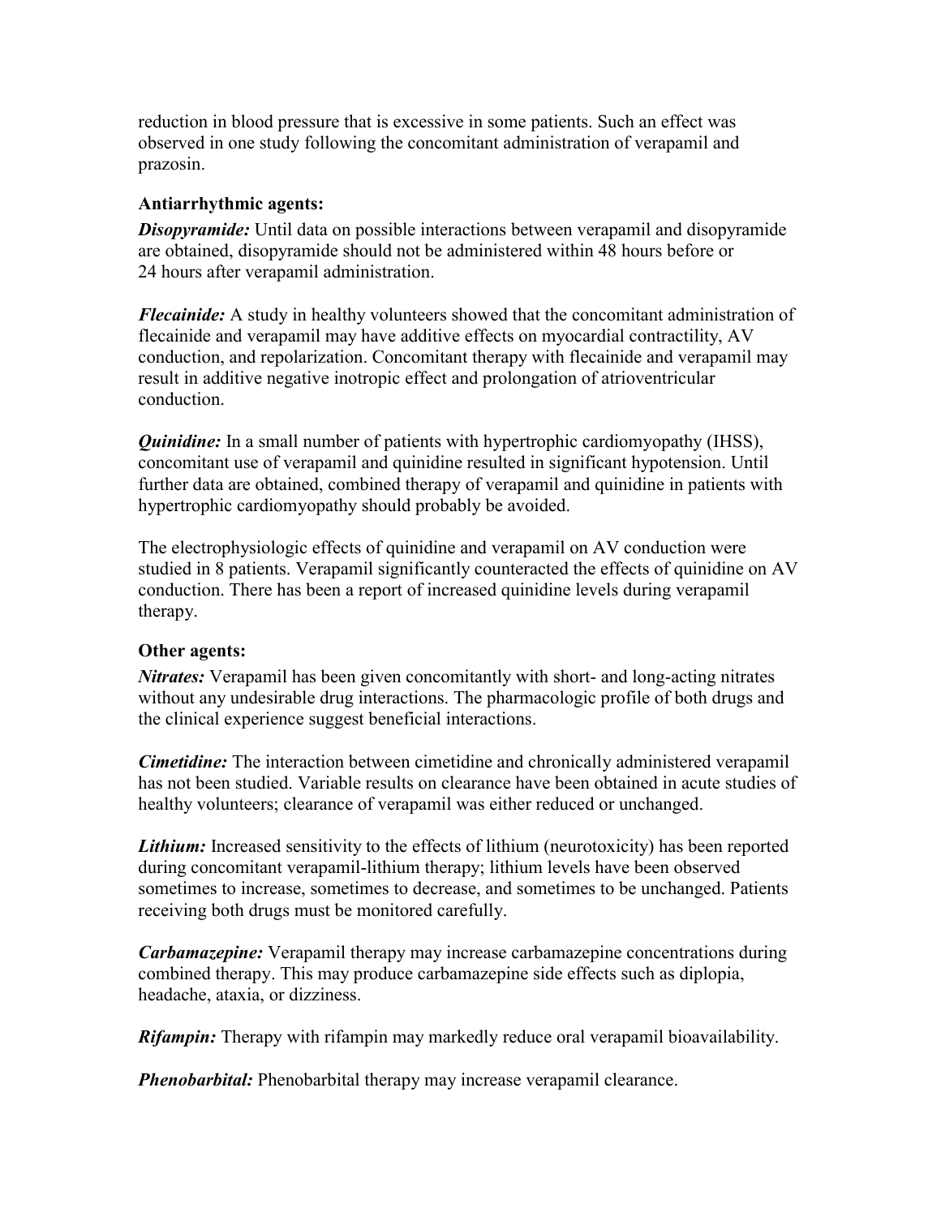reduction in blood pressure that is excessive in some patients. Such an effect was observed in one study following the concomitant administration of verapamil and prazosin.

**Antiarrhythmic agents:**

***Disopyramide:*** Until data on possible interactions between verapamil and disopyramide are obtained, disopyramide should not be administered within 48 hours before or 24 hours after verapamil administration.

***Flecainide:*** A study in healthy volunteers showed that the concomitant administration of flecainide and verapamil may have additive effects on myocardial contractility, AV conduction, and repolarization. Concomitant therapy with flecainide and verapamil may result in additive negative inotropic effect and prolongation of atrioventricular conduction.

***Quinidine:*** In a small number of patients with hypertrophic cardiomyopathy (IHSS), concomitant use of verapamil and quinidine resulted in significant hypotension. Until further data are obtained, combined therapy of verapamil and quinidine in patients with hypertrophic cardiomyopathy should probably be avoided.

The electrophysiologic effects of quinidine and verapamil on AV conduction were studied in 8 patients. Verapamil significantly counteracted the effects of quinidine on AV conduction. There has been a report of increased quinidine levels during verapamil therapy.

**Other agents:**

***Nitrates:*** Verapamil has been given concomitantly with short- and long-acting nitrates without any undesirable drug interactions. The pharmacologic profile of both drugs and the clinical experience suggest beneficial interactions.

***Cimetidine:*** The interaction between cimetidine and chronically administered verapamil has not been studied. Variable results on clearance have been obtained in acute studies of healthy volunteers; clearance of verapamil was either reduced or unchanged.

***Lithium:*** Increased sensitivity to the effects of lithium (neurotoxicity) has been reported during concomitant verapamil-lithium therapy; lithium levels have been observed sometimes to increase, sometimes to decrease, and sometimes to be unchanged. Patients receiving both drugs must be monitored carefully.

***Carbamazepine:*** Verapamil therapy may increase carbamazepine concentrations during combined therapy. This may produce carbamazepine side effects such as diplopia, headache, ataxia, or dizziness.

***Rifampin:*** Therapy with rifampin may markedly reduce oral verapamil bioavailability.

***Phenobarbital:*** Phenobarbital therapy may increase verapamil clearance.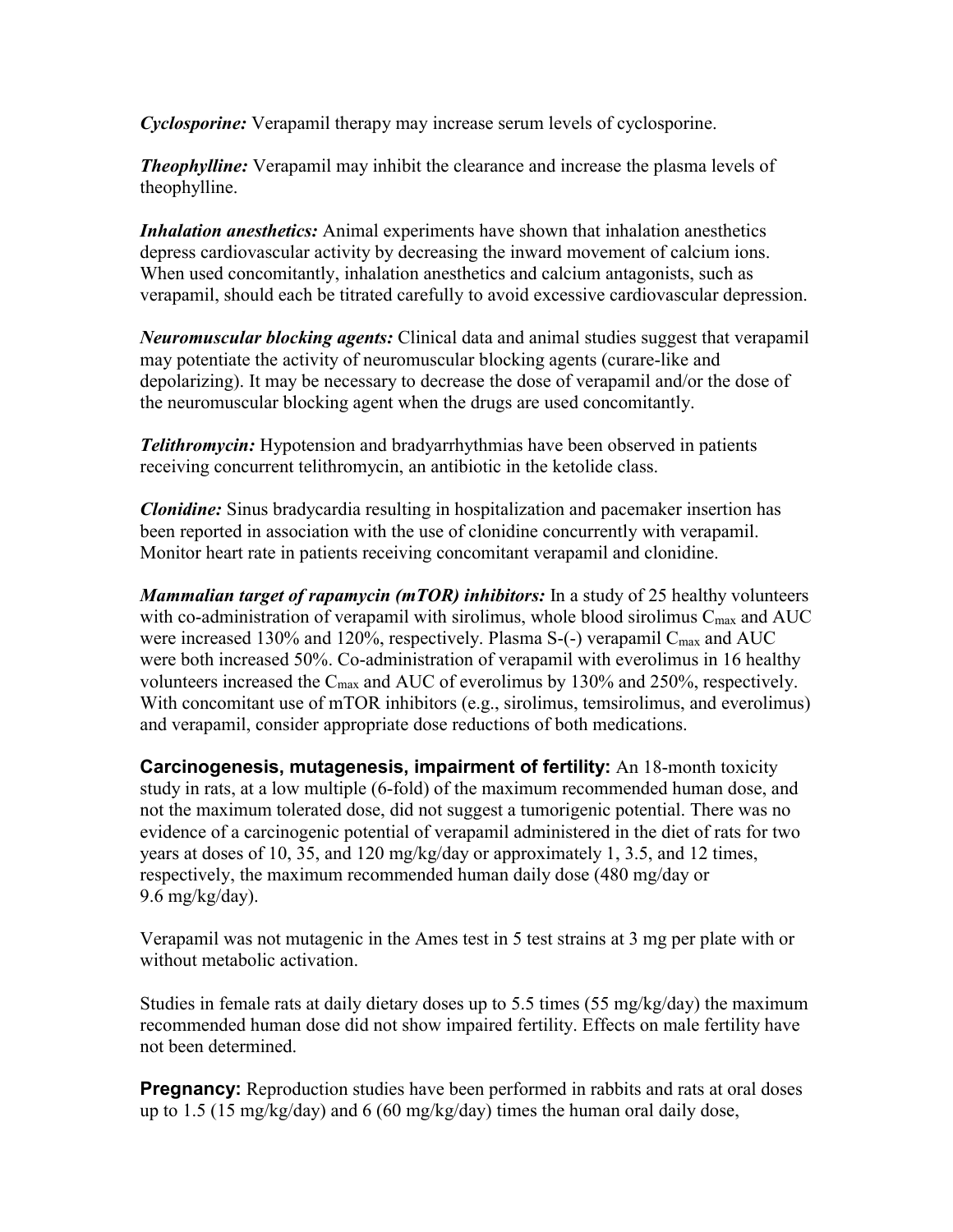***Cyclosporine:*** Verapamil therapy may increase serum levels of cyclosporine.

***Theophylline:*** Verapamil may inhibit the clearance and increase the plasma levels of theophylline.

***Inhalation anesthetics:*** Animal experiments have shown that inhalation anesthetics depress cardiovascular activity by decreasing the inward movement of calcium ions. When used concomitantly, inhalation anesthetics and calcium antagonists, such as verapamil, should each be titrated carefully to avoid excessive cardiovascular depression.

***Neuromuscular blocking agents:*** Clinical data and animal studies suggest that verapamil may potentiate the activity of neuromuscular blocking agents (curare-like and depolarizing). It may be necessary to decrease the dose of verapamil and/or the dose of the neuromuscular blocking agent when the drugs are used concomitantly.

***Telithromycin:*** Hypotension and bradyarrhythmias have been observed in patients receiving concurrent telithromycin, an antibiotic in the ketolide class.

***Clonidine:*** Sinus bradycardia resulting in hospitalization and pacemaker insertion has been reported in association with the use of clonidine concurrently with verapamil. Monitor heart rate in patients receiving concomitant verapamil and clonidine.

***Mammalian target of rapamycin (mTOR) inhibitors:*** In a study of 25 healthy volunteers with co-administration of verapamil with sirolimus, whole blood sirolimus $C_{max}$ and AUC were increased 130% and 120%, respectively. Plasma S-(-) verapamil $C_{max}$ and AUC were both increased 50%. Co-administration of verapamil with everolimus in 16 healthy volunteers increased the $C_{max}$ and AUC of everolimus by 130% and 250%, respectively. With concomitant use of mTOR inhibitors (e.g., sirolimus, temsirolimus, and everolimus) and verapamil, consider appropriate dose reductions of both medications.

**Carcinogenesis, mutagenesis, impairment of fertility:** An 18-month toxicity study in rats, at a low multiple (6-fold) of the maximum recommended human dose, and not the maximum tolerated dose, did not suggest a tumorigenic potential. There was no evidence of a carcinogenic potential of verapamil administered in the diet of rats for two years at doses of 10, 35, and 120 mg/kg/day or approximately 1, 3.5, and 12 times, respectively, the maximum recommended human daily dose (480 mg/day or 9.6 mg/kg/day).

Verapamil was not mutagenic in the Ames test in 5 test strains at 3 mg per plate with or without metabolic activation.

Studies in female rats at daily dietary doses up to 5.5 times (55 mg/kg/day) the maximum recommended human dose did not show impaired fertility. Effects on male fertility have not been determined.

**Pregnancy:** Reproduction studies have been performed in rabbits and rats at oral doses up to 1.5 (15 mg/kg/day) and 6 (60 mg/kg/day) times the human oral daily dose,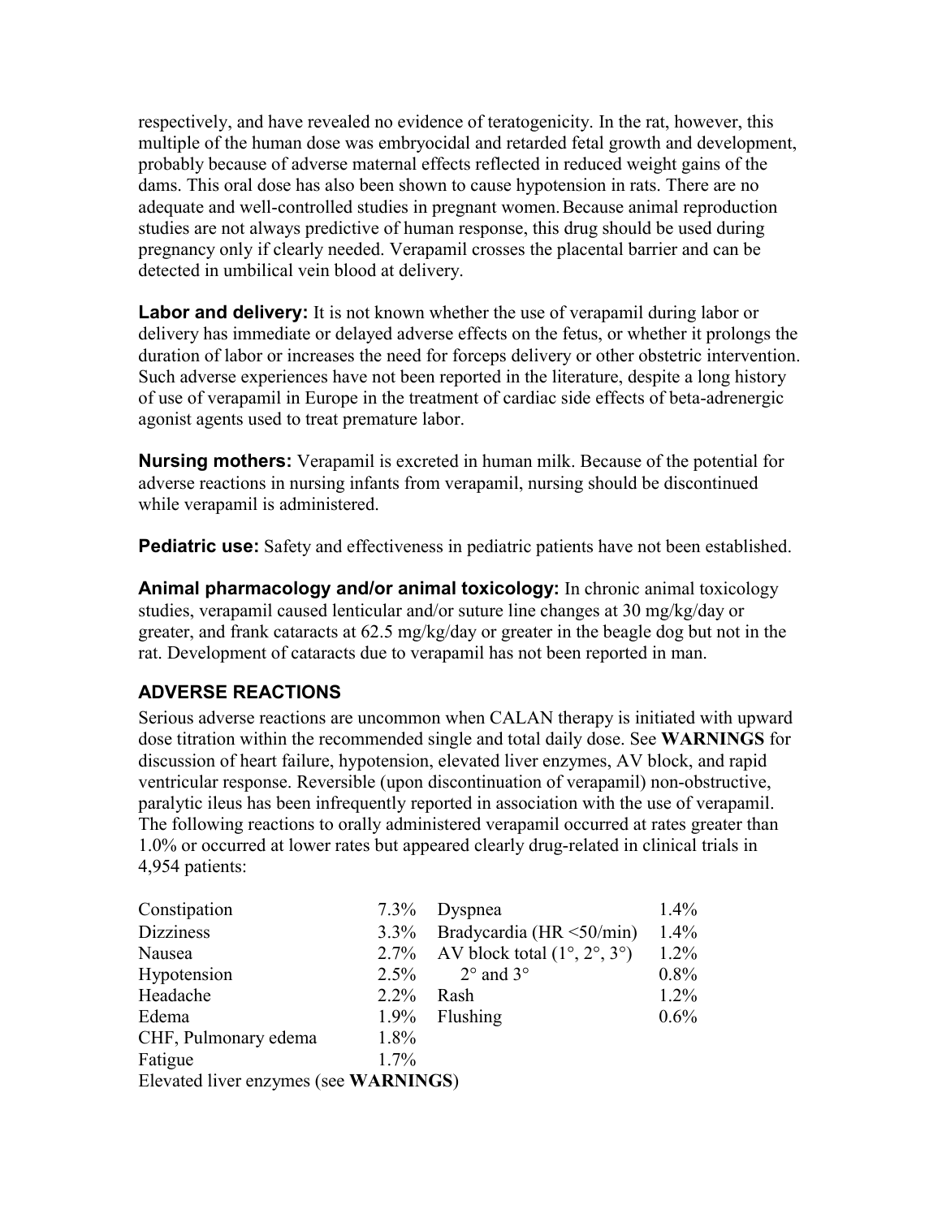respectively, and have revealed no evidence of teratogenicity. In the rat, however, this multiple of the human dose was embryocidal and retarded fetal growth and development, probably because of adverse maternal effects reflected in reduced weight gains of the dams. This oral dose has also been shown to cause hypotension in rats. There are no adequate and well-controlled studies in pregnant women. Because animal reproduction studies are not always predictive of human response, this drug should be used during pregnancy only if clearly needed. Verapamil crosses the placental barrier and can be detected in umbilical vein blood at delivery.

**Labor and delivery:** It is not known whether the use of verapamil during labor or delivery has immediate or delayed adverse effects on the fetus, or whether it prolongs the duration of labor or increases the need for forceps delivery or other obstetric intervention. Such adverse experiences have not been reported in the literature, despite a long history of use of verapamil in Europe in the treatment of cardiac side effects of beta-adrenergic agonist agents used to treat premature labor.

**Nursing mothers:** Verapamil is excreted in human milk. Because of the potential for adverse reactions in nursing infants from verapamil, nursing should be discontinued while verapamil is administered.

**Pediatric use:** Safety and effectiveness in pediatric patients have not been established.

**Animal pharmacology and/or animal toxicology:** In chronic animal toxicology studies, verapamil caused lenticular and/or suture line changes at 30 mg/kg/day or greater, and frank cataracts at 62.5 mg/kg/day or greater in the beagle dog but not in the rat. Development of cataracts due to verapamil has not been reported in man.

## ADVERSE REACTIONS

Serious adverse reactions are uncommon when CALAN therapy is initiated with upward dose titration within the recommended single and total daily dose. See **WARNINGS** for discussion of heart failure, hypotension, elevated liver enzymes, AV block, and rapid ventricular response. Reversible (upon discontinuation of verapamil) non-obstructive, paralytic ileus has been infrequently reported in association with the use of verapamil. The following reactions to orally administered verapamil occurred at rates greater than 1.0% or occurred at lower rates but appeared clearly drug-related in clinical trials in 4,954 patients:

| | | | |
|---|---|---|---|
| Constipation | 7.3% | Dyspnea | 1.4% |
| Dizziness | 3.3% | Bradycardia (HR <50/min) | 1.4% |
| Nausea | 2.7% | AV block total (1°, 2°, 3°) | 1.2% |
| Hypotension | 2.5% | 2° and 3° | 0.8% |
| Headache | 2.2% | Rash | 1.2% |
| Edema | 1.9% | Flushing | 0.6% |
| CHF, Pulmonary edema | 1.8% | | |
| Fatigue | 1.7% | | |
| Elevated liver enzymes (see **WARNINGS**) | | | |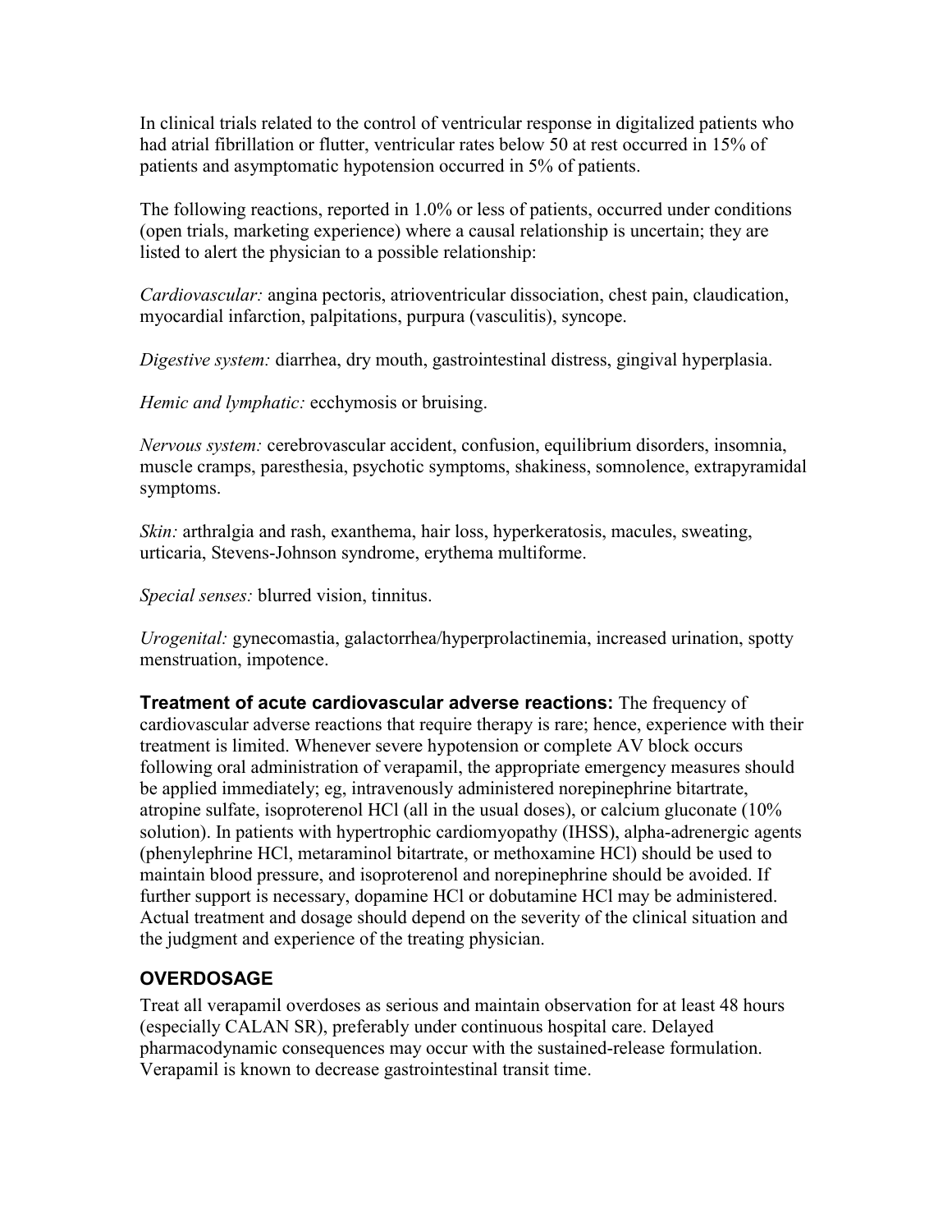In clinical trials related to the control of ventricular response in digitalized patients who had atrial fibrillation or flutter, ventricular rates below 50 at rest occurred in 15% of patients and asymptomatic hypotension occurred in 5% of patients.

The following reactions, reported in 1.0% or less of patients, occurred under conditions (open trials, marketing experience) where a causal relationship is uncertain; they are listed to alert the physician to a possible relationship:

*Cardiovascular:* angina pectoris, atrioventricular dissociation, chest pain, claudication, myocardial infarction, palpitations, purpura (vasculitis), syncope.

*Digestive system:* diarrhea, dry mouth, gastrointestinal distress, gingival hyperplasia.

*Hemic and lymphatic:* ecchymosis or bruising.

*Nervous system:* cerebrovascular accident, confusion, equilibrium disorders, insomnia, muscle cramps, paresthesia, psychotic symptoms, shakiness, somnolence, extrapyramidal symptoms.

*Skin:* arthralgia and rash, exanthema, hair loss, hyperkeratosis, macules, sweating, urticaria, Stevens-Johnson syndrome, erythema multiforme.

*Special senses:* blurred vision, tinnitus.

*Urogenital:* gynecomastia, galactorrhea/hyperprolactinemia, increased urination, spotty menstruation, impotence.

**Treatment of acute cardiovascular adverse reactions:** The frequency of cardiovascular adverse reactions that require therapy is rare; hence, experience with their treatment is limited. Whenever severe hypotension or complete AV block occurs following oral administration of verapamil, the appropriate emergency measures should be applied immediately; eg, intravenously administered norepinephrine bitartrate, atropine sulfate, isoproterenol HCl (all in the usual doses), or calcium gluconate (10% solution). In patients with hypertrophic cardiomyopathy (IHSS), alpha-adrenergic agents (phenylephrine HCl, metaraminol bitartrate, or methoxamine HCl) should be used to maintain blood pressure, and isoproterenol and norepinephrine should be avoided. If further support is necessary, dopamine HCl or dobutamine HCl may be administered. Actual treatment and dosage should depend on the severity of the clinical situation and the judgment and experience of the treating physician.

## OVERDOSAGE

Treat all verapamil overdoses as serious and maintain observation for at least 48 hours (especially CALAN SR), preferably under continuous hospital care. Delayed pharmacodynamic consequences may occur with the sustained-release formulation. Verapamil is known to decrease gastrointestinal transit time.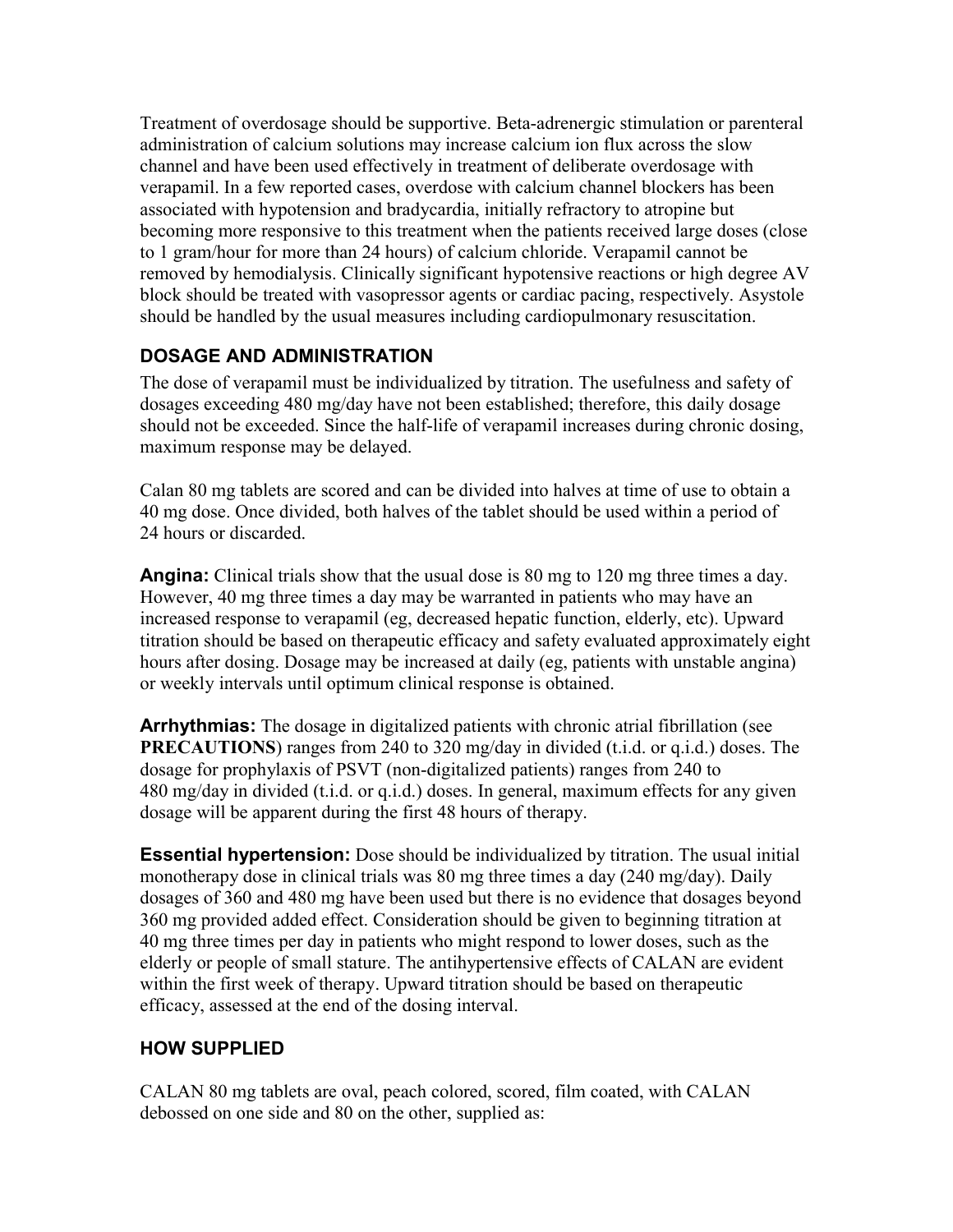Treatment of overdosage should be supportive. Beta-adrenergic stimulation or parenteral administration of calcium solutions may increase calcium ion flux across the slow channel and have been used effectively in treatment of deliberate overdosage with verapamil. In a few reported cases, overdose with calcium channel blockers has been associated with hypotension and bradycardia, initially refractory to atropine but becoming more responsive to this treatment when the patients received large doses (close to 1 gram/hour for more than 24 hours) of calcium chloride. Verapamil cannot be removed by hemodialysis. Clinically significant hypotensive reactions or high degree AV block should be treated with vasopressor agents or cardiac pacing, respectively. Asystole should be handled by the usual measures including cardiopulmonary resuscitation.

## DOSAGE AND ADMINISTRATION

The dose of verapamil must be individualized by titration. The usefulness and safety of dosages exceeding 480 mg/day have not been established; therefore, this daily dosage should not be exceeded. Since the half-life of verapamil increases during chronic dosing, maximum response may be delayed.

Calan 80 mg tablets are scored and can be divided into halves at time of use to obtain a 40 mg dose. Once divided, both halves of the tablet should be used within a period of 24 hours or discarded.

**Angina:** Clinical trials show that the usual dose is 80 mg to 120 mg three times a day. However, 40 mg three times a day may be warranted in patients who may have an increased response to verapamil (eg, decreased hepatic function, elderly, etc). Upward titration should be based on therapeutic efficacy and safety evaluated approximately eight hours after dosing. Dosage may be increased at daily (eg, patients with unstable angina) or weekly intervals until optimum clinical response is obtained.

**Arrhythmias:** The dosage in digitalized patients with chronic atrial fibrillation (see **PRECAUTIONS**) ranges from 240 to 320 mg/day in divided (t.i.d. or q.i.d.) doses. The dosage for prophylaxis of PSVT (non-digitalized patients) ranges from 240 to 480 mg/day in divided (t.i.d. or q.i.d.) doses. In general, maximum effects for any given dosage will be apparent during the first 48 hours of therapy.

**Essential hypertension:** Dose should be individualized by titration. The usual initial monotherapy dose in clinical trials was 80 mg three times a day (240 mg/day). Daily dosages of 360 and 480 mg have been used but there is no evidence that dosages beyond 360 mg provided added effect. Consideration should be given to beginning titration at 40 mg three times per day in patients who might respond to lower doses, such as the elderly or people of small stature. The antihypertensive effects of CALAN are evident within the first week of therapy. Upward titration should be based on therapeutic efficacy, assessed at the end of the dosing interval.

## HOW SUPPLIED

CALAN 80 mg tablets are oval, peach colored, scored, film coated, with CALAN debossed on one side and 80 on the other, supplied as: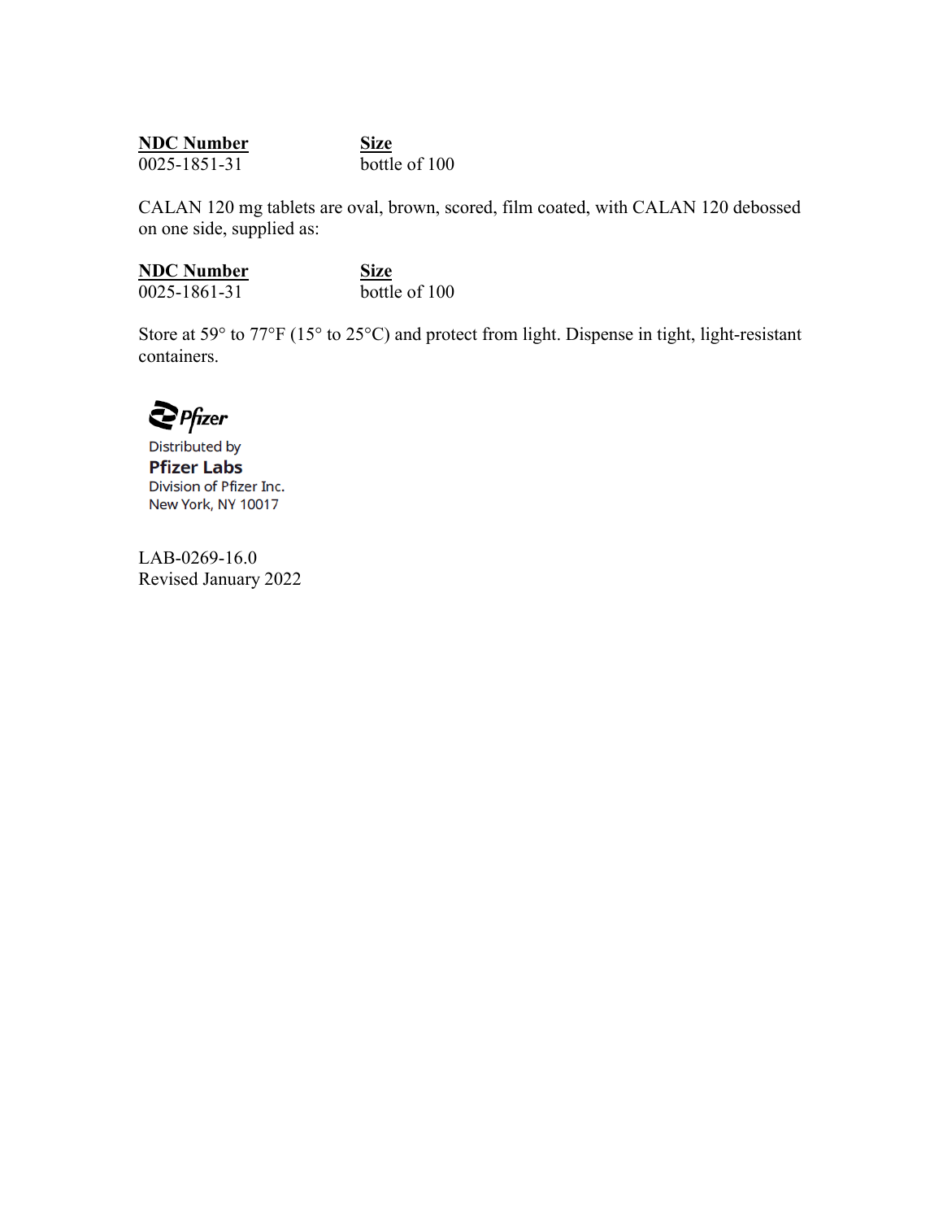| **NDC Number** | **Size** |
| --- | --- |
| 0025-1851-31 | bottle of 100 |

CALAN 120 mg tablets are oval, brown, scored, film coated, with CALAN 120 debossed on one side, supplied as:

| **NDC Number** | **Size** |
| --- | --- |
| 0025-1861-31 | bottle of 100 |

Store at 59° to 77°F (15° to 25°C) and protect from light. Dispense in tight, light-resistant containers.

Pfizer

Distributed by
**Pfizer Labs**
Division of Pfizer Inc.
New York, NY 10017

LAB-0269-16.0
Revised January 2022